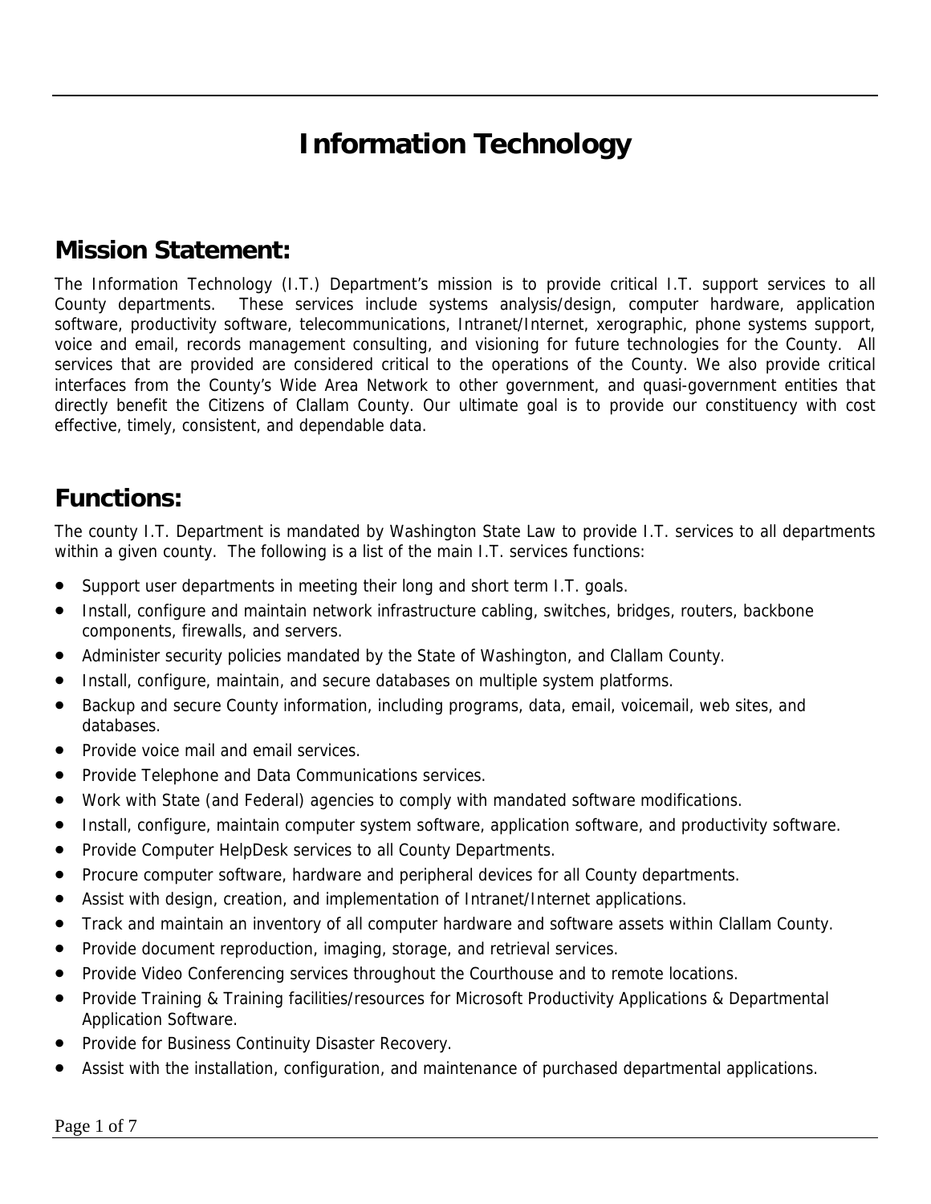# Information Technology

## Mission Statement:

The Information Technology (I.T.) Department's mission is to provide critical I.T. support services to all County departments. These services include systems analysis/design, computer hardware, application software, productivity software, telecommunications, Intranet/Internet, xerographic, phone systems support, voice and email, records management consulting, and visioning for future technologies for the County. All services that are provided are considered critical to the operations of the County. We also provide critical interfaces from the County's Wide Area Network to other government, and quasi-government entities that directly benefit the Citizens of Clallam County. Our ultimate goal is to provide our constituency with cost effective, timely, consistent, and dependable data.

## Functions:

The county I.T. Department is mandated by Washington State Law to provide I.T. services to all departments within a given county. The following is a list of the main I.T. services functions:

- Support user departments in meeting their long and short term I.T. goals.
- Install, configure and maintain network infrastructure cabling, switches, bridges, routers, backbone components, firewalls, and servers.
- Administer security policies mandated by the State of Washington, and Clallam County.
- Install, configure, maintain, and secure databases on multiple system platforms.
- Backup and secure County information, including programs, data, email, voicemail, web sites, and databases.
- Provide voice mail and email services.
- Provide Telephone and Data Communications services.
- Work with State (and Federal) agencies to comply with mandated software modifications.
- Install, configure, maintain computer system software, application software, and productivity software.
- Provide Computer HelpDesk services to all County Departments.
- Procure computer software, hardware and peripheral devices for all County departments.
- Assist with design, creation, and implementation of Intranet/Internet applications.
- Track and maintain an inventory of all computer hardware and software assets within Clallam County.
- Provide document reproduction, imaging, storage, and retrieval services.
- Provide Video Conferencing services throughout the Courthouse and to remote locations.
- Provide Training & Training facilities/resources for Microsoft Productivity Applications & Departmental Application Software.
- Provide for Business Continuity Disaster Recovery.
- Assist with the installation, configuration, and maintenance of purchased departmental applications.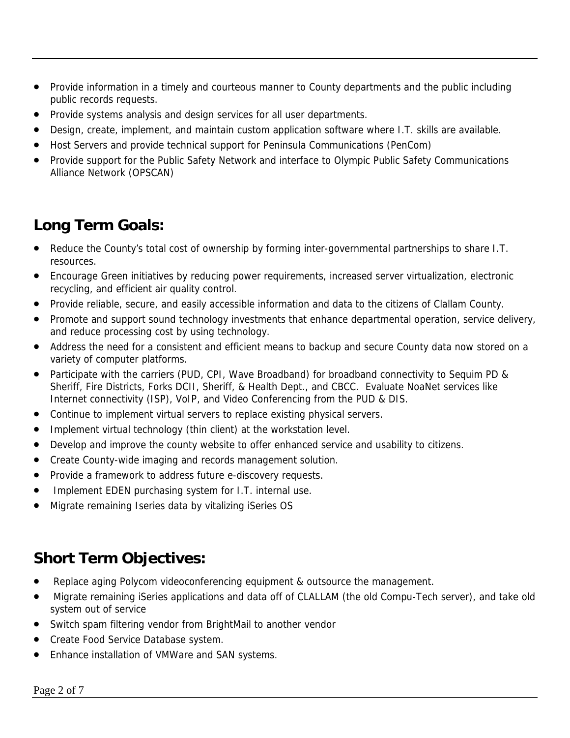- Provide information in a timely and courteous manner to County departments and the public including public records requests.
- Provide systems analysis and design services for all user departments.
- Design, create, implement, and maintain custom application software where I.T. skills are available.
- Host Servers and provide technical support for Peninsula Communications (PenCom)
- Provide support for the Public Safety Network and interface to Olympic Public Safety Communications Alliance Network (OPSCAN)

## Long Term Goals:

- Reduce the County's total cost of ownership by forming inter-governmental partnerships to share I.T. resources.
- Encourage Green initiatives by reducing power requirements, increased server virtualization, electronic recycling, and efficient air quality control.
- Provide reliable, secure, and easily accessible information and data to the citizens of Clallam County.
- Promote and support sound technology investments that enhance departmental operation, service delivery, and reduce processing cost by using technology.
- Address the need for a consistent and efficient means to backup and secure County data now stored on a variety of computer platforms.
- Participate with the carriers (PUD, CPI, Wave Broadband) for broadband connectivity to Sequim PD & Sheriff, Fire Districts, Forks DCII, Sheriff, & Health Dept., and CBCC. Evaluate NoaNet services like Internet connectivity (ISP), VoIP, and Video Conferencing from the PUD & DIS.
- Continue to implement virtual servers to replace existing physical servers.
- Implement virtual technology (thin client) at the workstation level.
- Develop and improve the county website to offer enhanced service and usability to citizens.
- Create County-wide imaging and records management solution.
- Provide a framework to address future e-discovery requests.
- Implement EDEN purchasing system for I.T. internal use.
- Migrate remaining Iseries data by vitalizing iSeries OS

## Short Term Objectives:

- Replace aging Polycom videoconferencing equipment & outsource the management.
- Migrate remaining iSeries applications and data off of CLALLAM (the old Compu-Tech server), and take old system out of service
- Switch spam filtering vendor from BrightMail to another vendor
- Create Food Service Database system.
- Enhance installation of VMWare and SAN systems.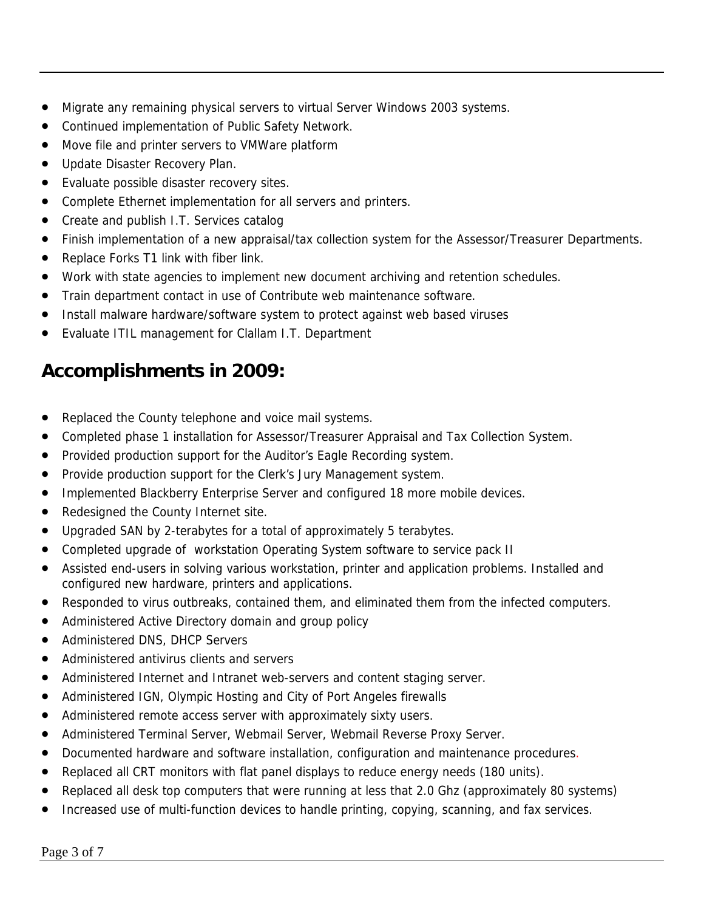- Migrate any remaining physical servers to virtual Server Windows 2003 systems.
- Continued implementation of Public Safety Network.
- Move file and printer servers to VMWare platform
- Update Disaster Recovery Plan.
- Evaluate possible disaster recovery sites.
- Complete Ethernet implementation for all servers and printers.
- Create and publish I.T. Services catalog
- Finish implementation of a new appraisal/tax collection system for the Assessor/Treasurer Departments.
- Replace Forks T1 link with fiber link.
- Work with state agencies to implement new document archiving and retention schedules.
- Train department contact in use of Contribute web maintenance software.
- Install malware hardware/software system to protect against web based viruses
- Evaluate ITIL management for Clallam I.T. Department

## Accomplishments in 2009:

- Replaced the County telephone and voice mail systems.
- Completed phase 1 installation for Assessor/Treasurer Appraisal and Tax Collection System.
- Provided production support for the Auditor's Eagle Recording system.
- Provide production support for the Clerk's Jury Management system.
- Implemented Blackberry Enterprise Server and configured 18 more mobile devices.
- Redesigned the County Internet site.
- Upgraded SAN by 2-terabytes for a total of approximately 5 terabytes.
- Completed upgrade of workstation Operating System software to service pack II
- Assisted end-users in solving various workstation, printer and application problems. Installed and configured new hardware, printers and applications.
- Responded to virus outbreaks, contained them, and eliminated them from the infected computers.
- Administered Active Directory domain and group policy
- Administered DNS, DHCP Servers
- Administered antivirus clients and servers
- Administered Internet and Intranet web-servers and content staging server.
- Administered IGN, Olympic Hosting and City of Port Angeles firewalls
- Administered remote access server with approximately sixty users.
- Administered Terminal Server, Webmail Server, Webmail Reverse Proxy Server.
- Documented hardware and software installation, configuration and maintenance procedures.
- Replaced all CRT monitors with flat panel displays to reduce energy needs (180 units).
- Replaced all desk top computers that were running at less that 2.0 Ghz (approximately 80 systems)
- Increased use of multi-function devices to handle printing, copying, scanning, and fax services.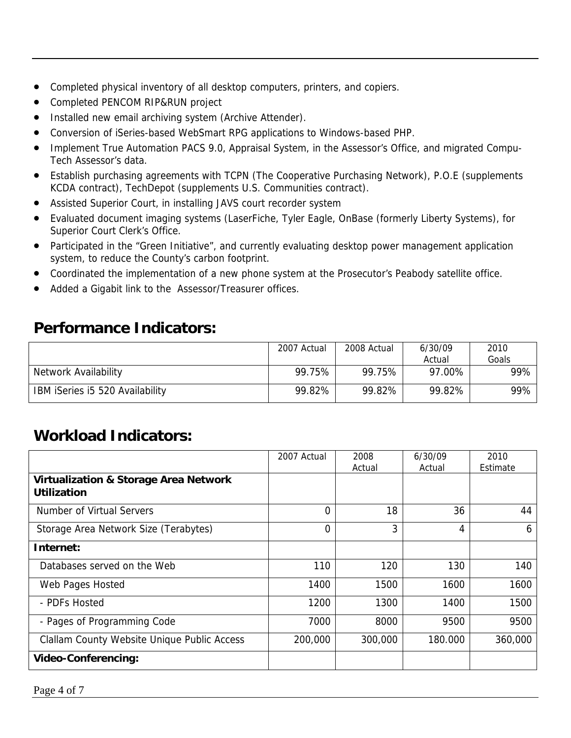- Completed physical inventory of all desktop computers, printers, and copiers.
- Completed PENCOM RIP&RUN project
- Installed new email archiving system (Archive Attender).
- Conversion of iSeries-based WebSmart RPG applications to Windows-based PHP.
- Implement True Automation PACS 9.0, Appraisal System, in the Assessor's Office, and migrated Compu-Tech Assessor's data.
- Establish purchasing agreements with TCPN (The Cooperative Purchasing Network), P.O.E (supplements KCDA contract), TechDepot (supplements U.S. Communities contract).
- Assisted Superior Court, in installing JAVS court recorder system
- Evaluated document imaging systems (LaserFiche, Tyler Eagle, OnBase (formerly Liberty Systems), for Superior Court Clerk's Office.
- Participated in the "Green Initiative", and currently evaluating desktop power management application system, to reduce the County's carbon footprint.
- Coordinated the implementation of a new phone system at the Prosecutor's Peabody satellite office.
- Added a Gigabit link to the Assessor/Treasurer offices.

## Performance Indicators:

| | 2007 Actual | 2008 Actual | 6/30/09 Actual | 2010 Goals |
|---|---|---|---|---|
| Network Availability | 99.75% | 99.75% | 97.00% | 99% |
| IBM iSeries i5 520 Availability | 99.82% | 99.82% | 99.82% | 99% |

## Workload Indicators:

| | 2007 Actual | 2008 Actual | 6/30/09 Actual | 2010 Estimate |
|---|---|---|---|---|
| **Virtualization & Storage Area Network Utilization** | | | | |
| Number of Virtual Servers | 0 | 18 | 36 | 44 |
| Storage Area Network Size (Terabytes) | 0 | 3 | 4 | 6 |
| **Internet:** | | | | |
| Databases served on the Web | 110 | 120 | 130 | 140 |
| Web Pages Hosted | 1400 | 1500 | 1600 | 1600 |
| - PDFs Hosted | 1200 | 1300 | 1400 | 1500 |
| - Pages of Programming Code | 7000 | 8000 | 9500 | 9500 |
| Clallam County Website Unique Public Access | 200,000 | 300,000 | 180.000 | 360,000 |
| **Video-Conferencing:** | | | | |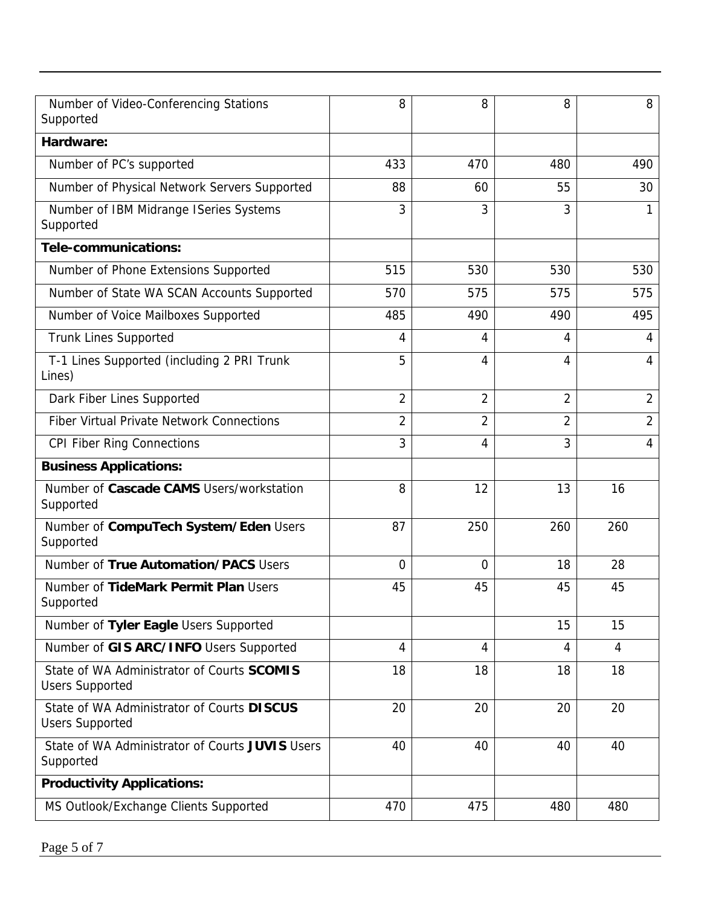| | | | | |
|---|---|---|---|---|
| Number of Video-Conferencing Stations Supported | 8 | 8 | 8 | 8 |
| **Hardware:** | | | | |
| Number of PC's supported | 433 | 470 | 480 | 490 |
| Number of Physical Network Servers Supported | 88 | 60 | 55 | 30 |
| Number of IBM Midrange ISeries Systems Supported | 3 | 3 | 3 | 1 |
| **Tele-communications:** | | | | |
| Number of Phone Extensions Supported | 515 | 530 | 530 | 530 |
| Number of State WA SCAN Accounts Supported | 570 | 575 | 575 | 575 |
| Number of Voice Mailboxes Supported | 485 | 490 | 490 | 495 |
| Trunk Lines Supported | 4 | 4 | 4 | 4 |
| T-1 Lines Supported (including 2 PRI Trunk Lines) | 5 | 4 | 4 | 4 |
| Dark Fiber Lines Supported | 2 | 2 | 2 | 2 |
| Fiber Virtual Private Network Connections | 2 | 2 | 2 | 2 |
| CPI Fiber Ring Connections | 3 | 4 | 3 | 4 |
| **Business Applications:** | | | | |
| Number of **Cascade CAMS** Users/workstation Supported | 8 | 12 | 13 | 16 |
| Number of **CompuTech System/Eden** Users Supported | 87 | 250 | 260 | 260 |
| Number of **True Automation/PACS** Users | 0 | 0 | 18 | 28 |
| Number of **TideMark Permit Plan** Users Supported | 45 | 45 | 45 | 45 |
| Number of **Tyler Eagle** Users Supported | | | 15 | 15 |
| Number of **GIS ARC/INFO** Users Supported | 4 | 4 | 4 | 4 |
| State of WA Administrator of Courts **SCOMIS** Users Supported | 18 | 18 | 18 | 18 |
| State of WA Administrator of Courts **DISCUS** Users Supported | 20 | 20 | 20 | 20 |
| State of WA Administrator of Courts **JUVIS** Users Supported | 40 | 40 | 40 | 40 |
| **Productivity Applications:** | | | | |
| MS Outlook/Exchange Clients Supported | 470 | 475 | 480 | 480 |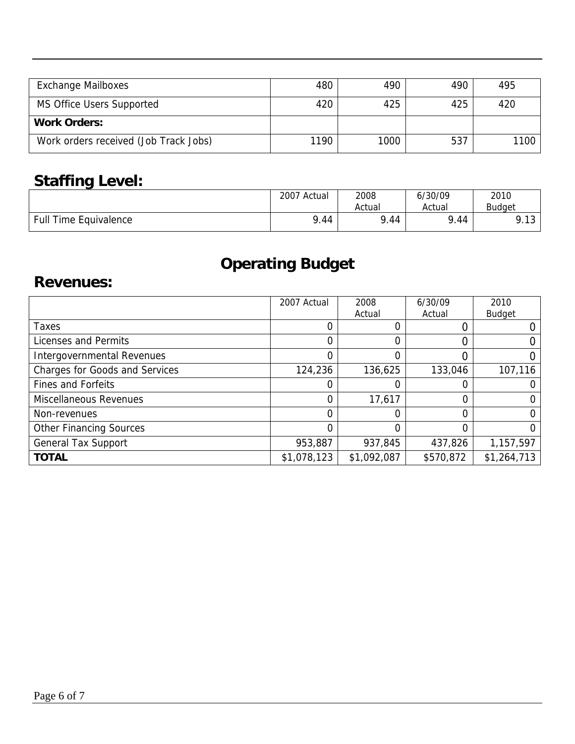| | | | | |
|---|---|---|---|---|
| Exchange Mailboxes | 480 | 490 | 490 | 495 |
| MS Office Users Supported | 420 | 425 | 425 | 420 |
| **Work Orders:** | | | | |
| Work orders received (Job Track Jobs) | 1190 | 1000 | 537 | 1100 |

## Staffing Level:

| | 2007 Actual | 2008 Actual | 6/30/09 Actual | 2010 Budget |
|---|---|---|---|---|
| Full Time Equivalence | 9.44 | 9.44 | 9.44 | 9.13 |

# Operating Budget

## Revenues:

| | 2007 Actual | 2008 Actual | 6/30/09 Actual | 2010 Budget |
|---|---|---|---|---|
| Taxes | 0 | 0 | 0 | 0 |
| Licenses and Permits | 0 | 0 | 0 | 0 |
| Intergovernmental Revenues | 0 | 0 | 0 | 0 |
| Charges for Goods and Services | 124,236 | 136,625 | 133,046 | 107,116 |
| Fines and Forfeits | 0 | 0 | 0 | 0 |
| Miscellaneous Revenues | 0 | 17,617 | 0 | 0 |
| Non-revenues | 0 | 0 | 0 | 0 |
| Other Financing Sources | 0 | 0 | 0 | 0 |
| General Tax Support | 953,887 | 937,845 | 437,826 | 1,157,597 |
| **TOTAL** | $1,078,123 | $1,092,087 | $570,872 | $1,264,713 |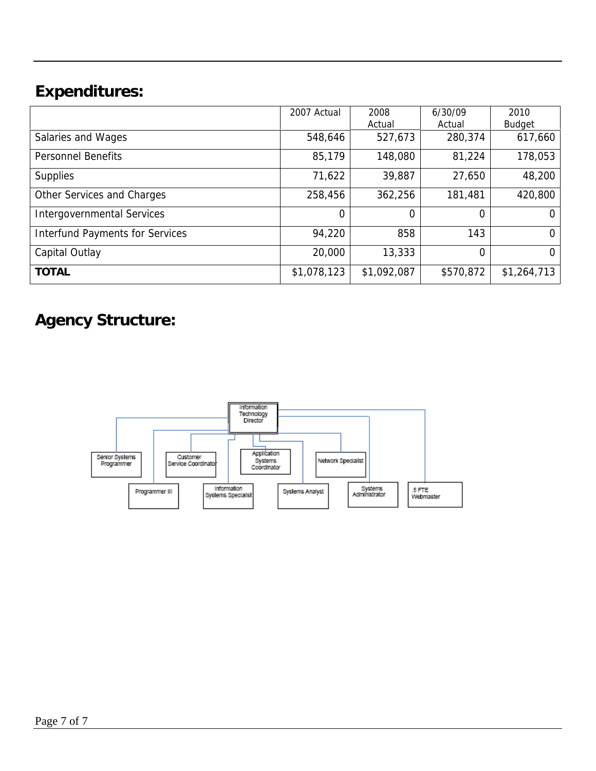## Expenditures:

| | 2007 Actual | 2008 Actual | 6/30/09 Actual | 2010 Budget |
|---|---|---|---|---|
| Salaries and Wages | 548,646 | 527,673 | 280,374 | 617,660 |
| Personnel Benefits | 85,179 | 148,080 | 81,224 | 178,053 |
| Supplies | 71,622 | 39,887 | 27,650 | 48,200 |
| Other Services and Charges | 258,456 | 362,256 | 181,481 | 420,800 |
| Intergovernmental Services | 0 | 0 | 0 | 0 |
| Interfund Payments for Services | 94,220 | 858 | 143 | 0 |
| Capital Outlay | 20,000 | 13,333 | 0 | 0 |
| **TOTAL** | $1,078,123 | $1,092,087 | $570,872 | $1,264,713 |

## Agency Structure:

Information Technology Director

Senior Systems Programmer

Customer Service Coordinator

Application Systems Coordinator

Network Specialist

Programmer III

Information Systems Specialist

Systems Analyst

Systems Administrator

.5 FTE Webmaster